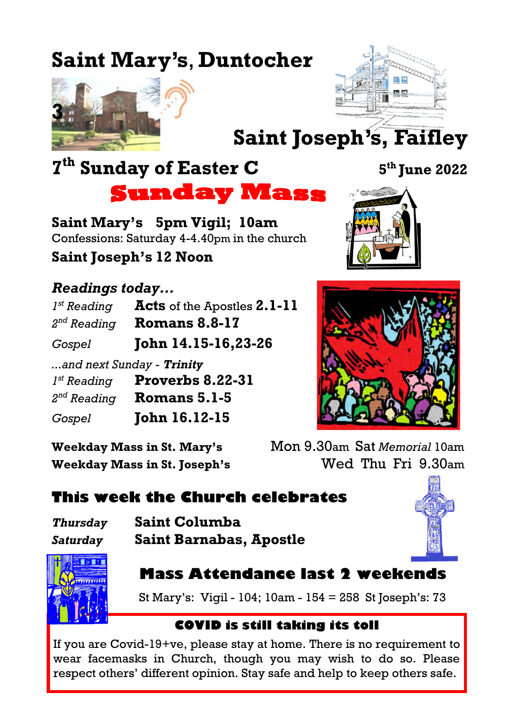# Saint Mary's, Duntocher

# Saint Joseph's, Faifley

## 7th Sunday of Easter C

**5th June 2022**

## Sunday Mass

**Saint Mary's 5pm Vigil; 10am**

Confessions: Saturday 4-4.40pm in the church

**Saint Joseph's 12 Noon**

### *Readings today...*

| | |
|---|---|
| *1st Reading* | **Acts** of the Apostles **2.1-11** |
| *2nd Reading* | **Romans 8.8-17** |
| *Gospel* | **John 14.15-16,23-26** |

*...and next Sunday - **Trinity***

| | |
|---|---|
| *1st Reading* | **Proverbs 8.22-31** |
| *2nd Reading* | **Romans 5.1-5** |
| *Gospel* | **John 16.12-15** |

**Weekday Mass in St. Mary's** Mon 9.30am Sat *Memorial* 10am

**Weekday Mass in St. Joseph's** Wed Thu Fri 9.30am

## This week the Church celebrates

| | |
|---|---|
| ***Thursday*** | **Saint Columba** |
| ***Saturday*** | **Saint Barnabas, Apostle** |

## Mass Attendance last 2 weekends

St Mary's: Vigil - 104; 10am - 154 = 258 St Joseph's: 73

### COVID is still taking its toll

If you are Covid-19+ve, please stay at home. There is no requirement to wear facemasks in Church, though you may wish to do so. Please respect others' different opinion. Stay safe and help to keep others safe.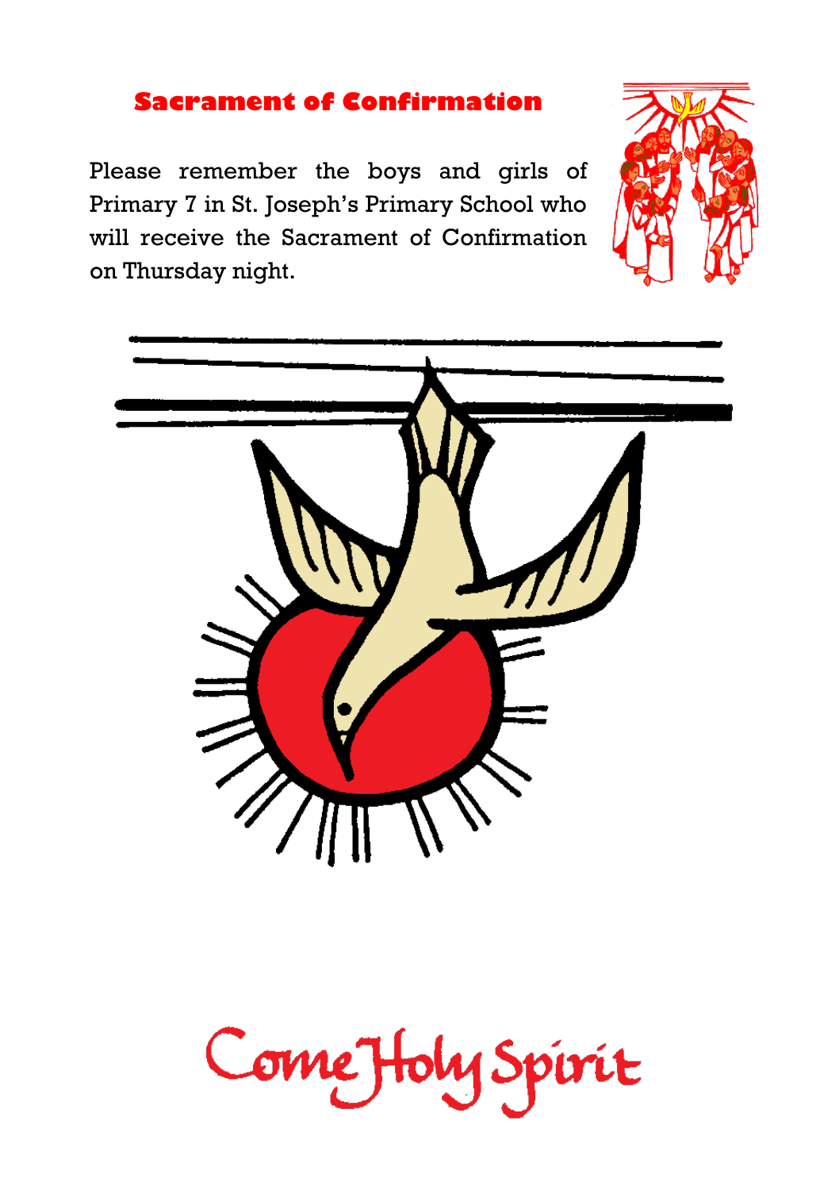## Sacrament of Confirmation

Please remember the boys and girls of Primary 7 in St. Joseph's Primary School who will receive the Sacrament of Confirmation on Thursday night.

Come Holy Spirit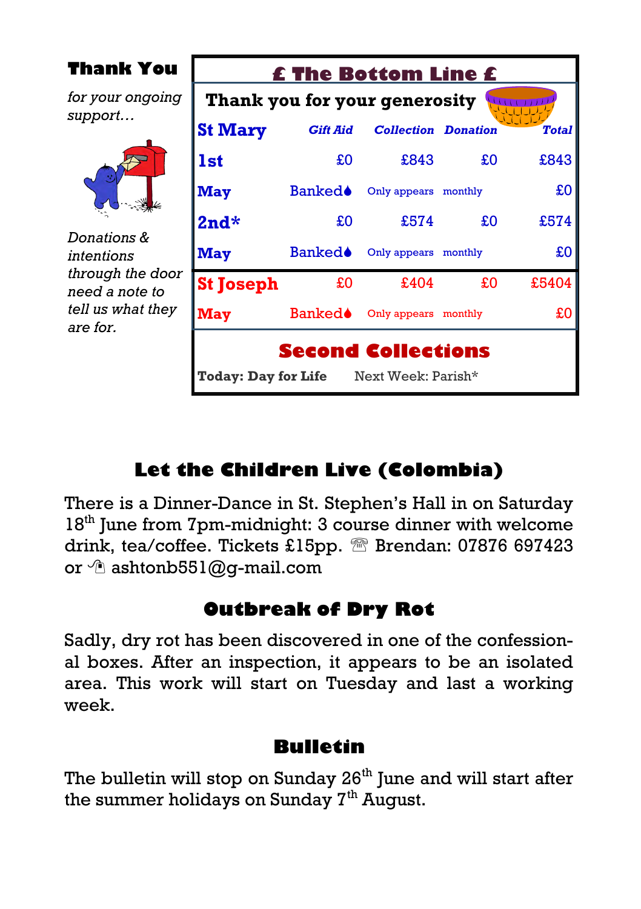## Thank You

*for your ongoing support…*

*Donations & intentions through the door need a note to tell us what they are for.*

## £ The Bottom Line £

**Thank you for your generosity**

| **St Mary** | *Gift Aid* | *Collection* | *Donation* | *Total* |
|---|---|---|---|---|
| **1st** | £0 | £843 | £0 | £843 |
| **May** | Banked | Only appears | monthly | £0 |
| **2nd*** | £0 | £574 | £0 | £574 |
| **May** | Banked | Only appears | monthly | £0 |
| **St Joseph** | £0 | £404 | £0 | £5404 |
| **May** | Banked | Only appears | monthly | £0 |

**Second Collections**

**Today: Day for Life** Next Week: Parish*

## Let the Children Live (Colombia)

There is a Dinner-Dance in St. Stephen's Hall in on Saturday 18th June from 7pm-midnight: 3 course dinner with welcome drink, tea/coffee. Tickets £15pp. ☏ Brendan: 07876 697423 or ✉ ashtonb551@g-mail.com

## Outbreak of Dry Rot

Sadly, dry rot has been discovered in one of the confessional boxes. After an inspection, it appears to be an isolated area. This work will start on Tuesday and last a working week.

## Bulletin

The bulletin will stop on Sunday 26th June and will start after the summer holidays on Sunday 7th August.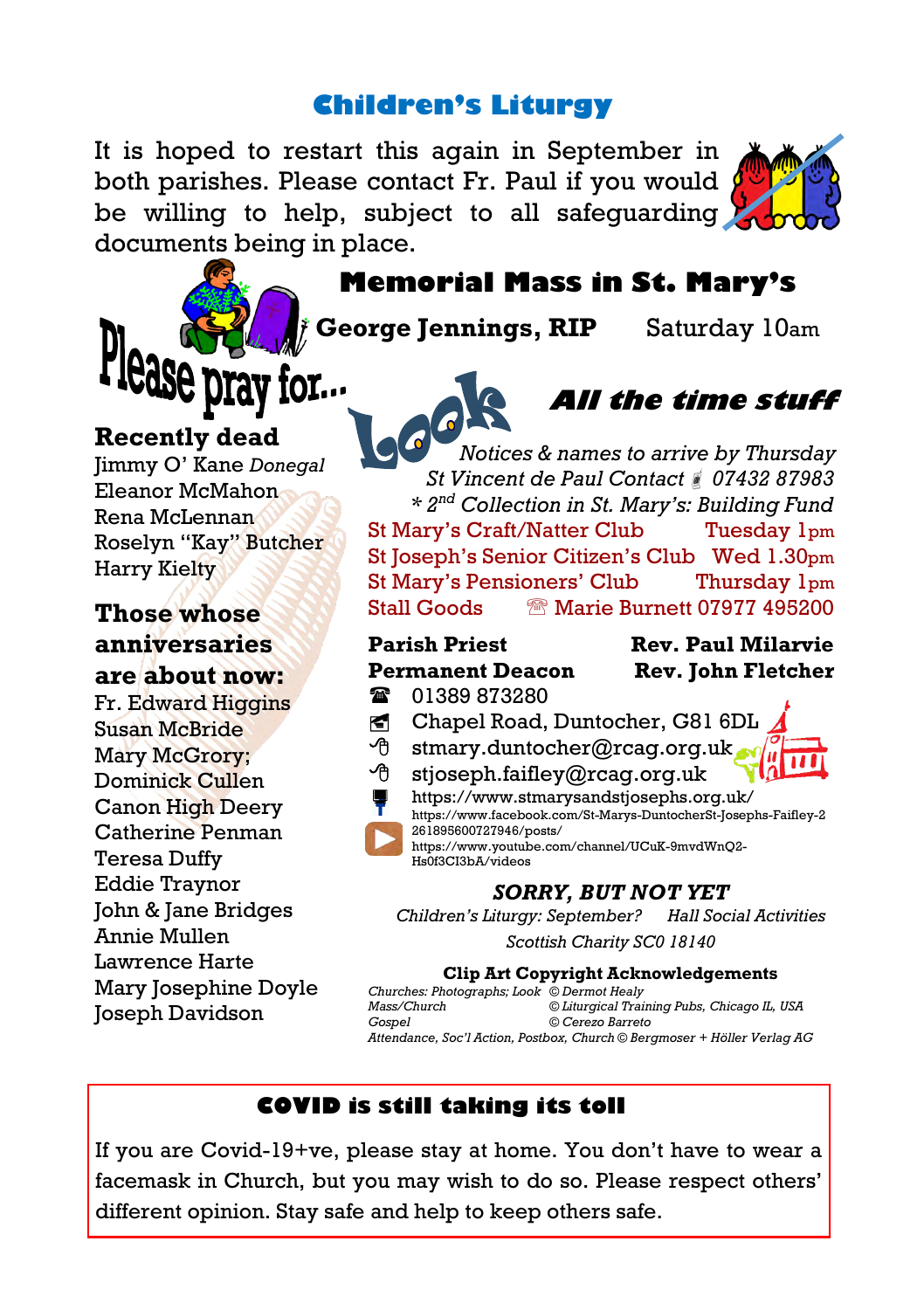## Children's Liturgy

It is hoped to restart this again in September in both parishes. Please contact Fr. Paul if you would be willing to help, subject to all safeguarding documents being in place.

## Memorial Mass in St. Mary's

**George Jennings, RIP** Saturday 10am

## Please pray for...

### Recently dead

Jimmy O' Kane *Donegal*
Eleanor McMahon
Rena McLennan
Roselyn "Kay" Butcher
Harry Kielty

### Those whose anniversaries are about now:

Fr. Edward Higgins
Susan McBride
Mary McGrory;
Dominick Cullen
Canon High Deery
Catherine Penman
Teresa Duffy
Eddie Traynor
John & Jane Bridges
Annie Mullen
Lawrence Harte
Mary Josephine Doyle
Joseph Davidson

## Look — *All the time stuff*

*Notices & names to arrive by Thursday*
*St Vincent de Paul Contact 07432 87983*
*\* 2nd Collection in St. Mary's: Building Fund*

St Mary's Craft/Natter Club — Tuesday 1pm
St Joseph's Senior Citizen's Club — Wed 1.30pm
St Mary's Pensioners' Club — Thursday 1pm
Stall Goods — Marie Burnett 07977 495200

**Parish Priest** — **Rev. Paul Milarvie**
**Permanent Deacon** — **Rev. John Fletcher**

01389 873280
Chapel Road, Duntocher, G81 6DL
stmary.duntocher@rcag.org.uk
stjoseph.faifley@rcag.org.uk
https://www.stmarysandstjosephs.org.uk/
https://www.facebook.com/St-Marys-DuntocherSt-Josephs-Faifley-2261895600727946/posts/
https://www.youtube.com/channel/UCuK-9mvdWnQ2-Hs0f3CI3bA/videos

### *SORRY, BUT NOT YET*

*Children's Liturgy: September?* *Hall Social Activities*

*Scottish Charity SC0 18140*

**Clip Art Copyright Acknowledgements**

*Churches: Photographs; Look © Dermot Healy*
*Mass/Church © Liturgical Training Pubs, Chicago IL, USA*
*Gospel © Cerezo Barreto*
*Attendance, Soc'l Action, Postbox, Church © Bergmoser + Höller Verlag AG*

## COVID is still taking its toll

If you are Covid-19+ve, please stay at home. You don't have to wear a facemask in Church, but you may wish to do so. Please respect others' different opinion. Stay safe and help to keep others safe.